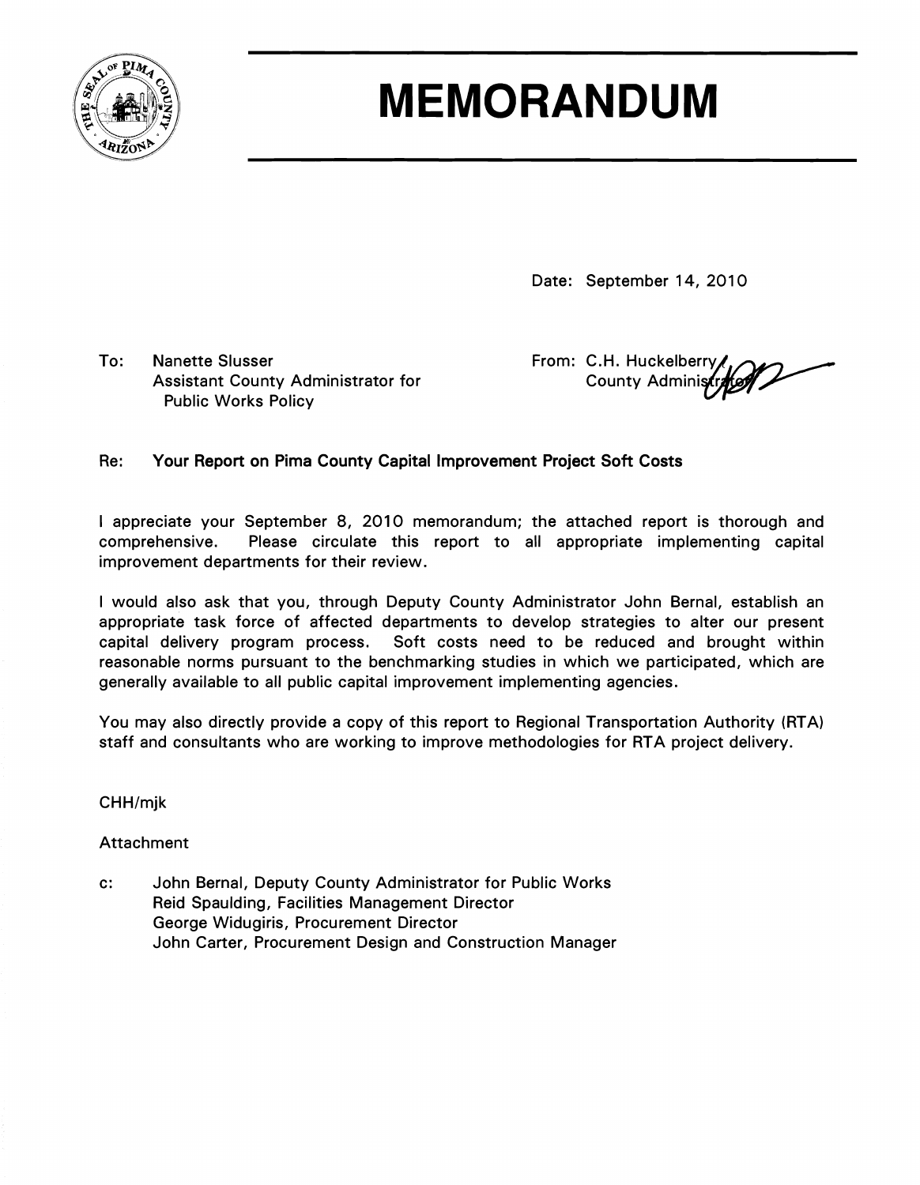# MEMORANDUM

Date: September 14, 2010

To: Nanette Slusser
Assistant County Administrator for
Public Works Policy

From: C.H. Huckelberry
County Administrator

Re: **Your Report on Pima County Capital Improvement Project Soft Costs**

I appreciate your September 8, 2010 memorandum; the attached report is thorough and comprehensive. Please circulate this report to all appropriate implementing capital improvement departments for their review.

I would also ask that you, through Deputy County Administrator John Bernal, establish an appropriate task force of affected departments to develop strategies to alter our present capital delivery program process. Soft costs need to be reduced and brought within reasonable norms pursuant to the benchmarking studies in which we participated, which are generally available to all public capital improvement implementing agencies.

You may also directly provide a copy of this report to Regional Transportation Authority (RTA) staff and consultants who are working to improve methodologies for RTA project delivery.

CHH/mjk

Attachment

c: John Bernal, Deputy County Administrator for Public Works
Reid Spaulding, Facilities Management Director
George Widugiris, Procurement Director
John Carter, Procurement Design and Construction Manager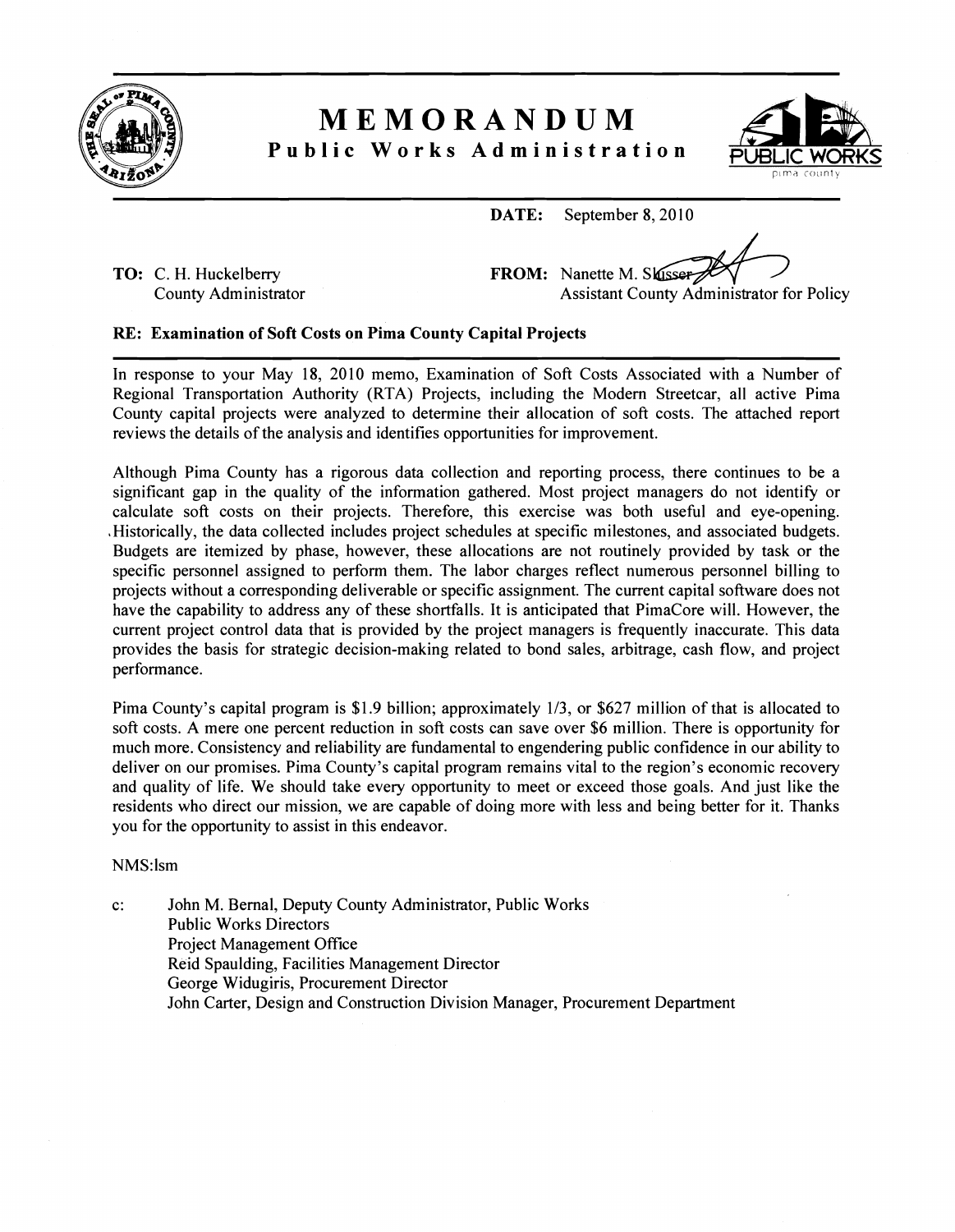# MEMORANDUM

**Public Works Administration**

**DATE:** September 8, 2010

**TO:** C. H. Huckelberry
County Administrator

**FROM:** Nanette M. Slusser
Assistant County Administrator for Policy

**RE: Examination of Soft Costs on Pima County Capital Projects**

In response to your May 18, 2010 memo, Examination of Soft Costs Associated with a Number of Regional Transportation Authority (RTA) Projects, including the Modern Streetcar, all active Pima County capital projects were analyzed to determine their allocation of soft costs. The attached report reviews the details of the analysis and identifies opportunities for improvement.

Although Pima County has a rigorous data collection and reporting process, there continues to be a significant gap in the quality of the information gathered. Most project managers do not identify or calculate soft costs on their projects. Therefore, this exercise was both useful and eye-opening. Historically, the data collected includes project schedules at specific milestones, and associated budgets. Budgets are itemized by phase, however, these allocations are not routinely provided by task or the specific personnel assigned to perform them. The labor charges reflect numerous personnel billing to projects without a corresponding deliverable or specific assignment. The current capital software does not have the capability to address any of these shortfalls. It is anticipated that PimaCore will. However, the current project control data that is provided by the project managers is frequently inaccurate. This data provides the basis for strategic decision-making related to bond sales, arbitrage, cash flow, and project performance.

Pima County's capital program is $1.9 billion; approximately 1/3, or $627 million of that is allocated to soft costs. A mere one percent reduction in soft costs can save over $6 million. There is opportunity for much more. Consistency and reliability are fundamental to engendering public confidence in our ability to deliver on our promises. Pima County's capital program remains vital to the region's economic recovery and quality of life. We should take every opportunity to meet or exceed those goals. And just like the residents who direct our mission, we are capable of doing more with less and being better for it. Thanks you for the opportunity to assist in this endeavor.

NMS:lsm

c: John M. Bernal, Deputy County Administrator, Public Works
Public Works Directors
Project Management Office
Reid Spaulding, Facilities Management Director
George Widugiris, Procurement Director
John Carter, Design and Construction Division Manager, Procurement Department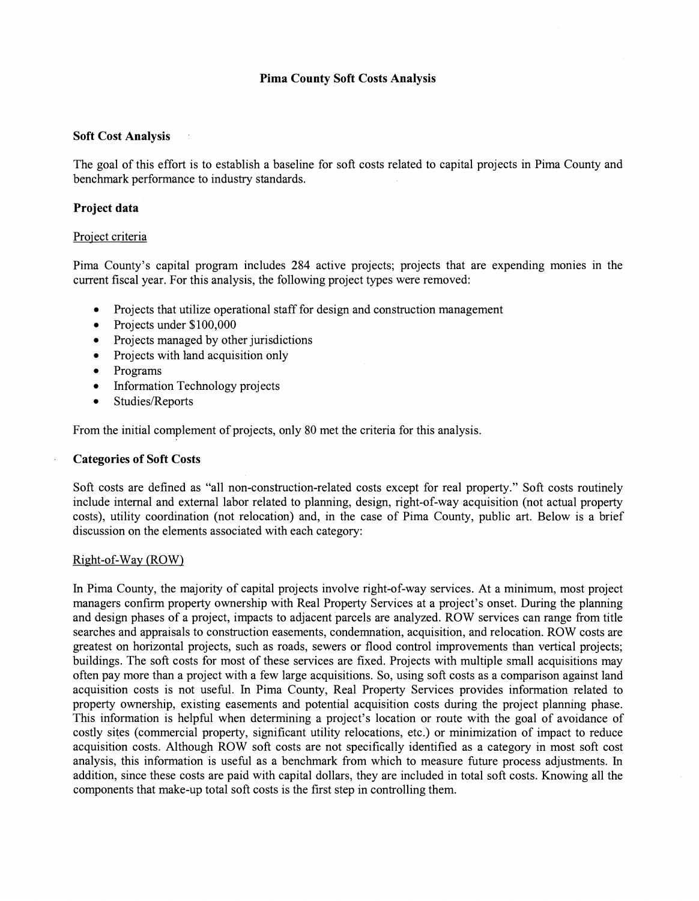# Pima County Soft Costs Analysis

## Soft Cost Analysis

The goal of this effort is to establish a baseline for soft costs related to capital projects in Pima County and benchmark performance to industry standards.

## Project data

### Project criteria

Pima County's capital program includes 284 active projects; projects that are expending monies in the current fiscal year. For this analysis, the following project types were removed:

- Projects that utilize operational staff for design and construction management
- Projects under $100,000
- Projects managed by other jurisdictions
- Projects with land acquisition only
- Programs
- Information Technology projects
- Studies/Reports

From the initial complement of projects, only 80 met the criteria for this analysis.

## Categories of Soft Costs

Soft costs are defined as "all non-construction-related costs except for real property." Soft costs routinely include internal and external labor related to planning, design, right-of-way acquisition (not actual property costs), utility coordination (not relocation) and, in the case of Pima County, public art. Below is a brief discussion on the elements associated with each category:

### Right-of-Way (ROW)

In Pima County, the majority of capital projects involve right-of-way services. At a minimum, most project managers confirm property ownership with Real Property Services at a project's onset. During the planning and design phases of a project, impacts to adjacent parcels are analyzed. ROW services can range from title searches and appraisals to construction easements, condemnation, acquisition, and relocation. ROW costs are greatest on horizontal projects, such as roads, sewers or flood control improvements than vertical projects; buildings. The soft costs for most of these services are fixed. Projects with multiple small acquisitions may often pay more than a project with a few large acquisitions. So, using soft costs as a comparison against land acquisition costs is not useful. In Pima County, Real Property Services provides information related to property ownership, existing easements and potential acquisition costs during the project planning phase. This information is helpful when determining a project's location or route with the goal of avoidance of costly sites (commercial property, significant utility relocations, etc.) or minimization of impact to reduce acquisition costs. Although ROW soft costs are not specifically identified as a category in most soft cost analysis, this information is useful as a benchmark from which to measure future process adjustments. In addition, since these costs are paid with capital dollars, they are included in total soft costs. Knowing all the components that make-up total soft costs is the first step in controlling them.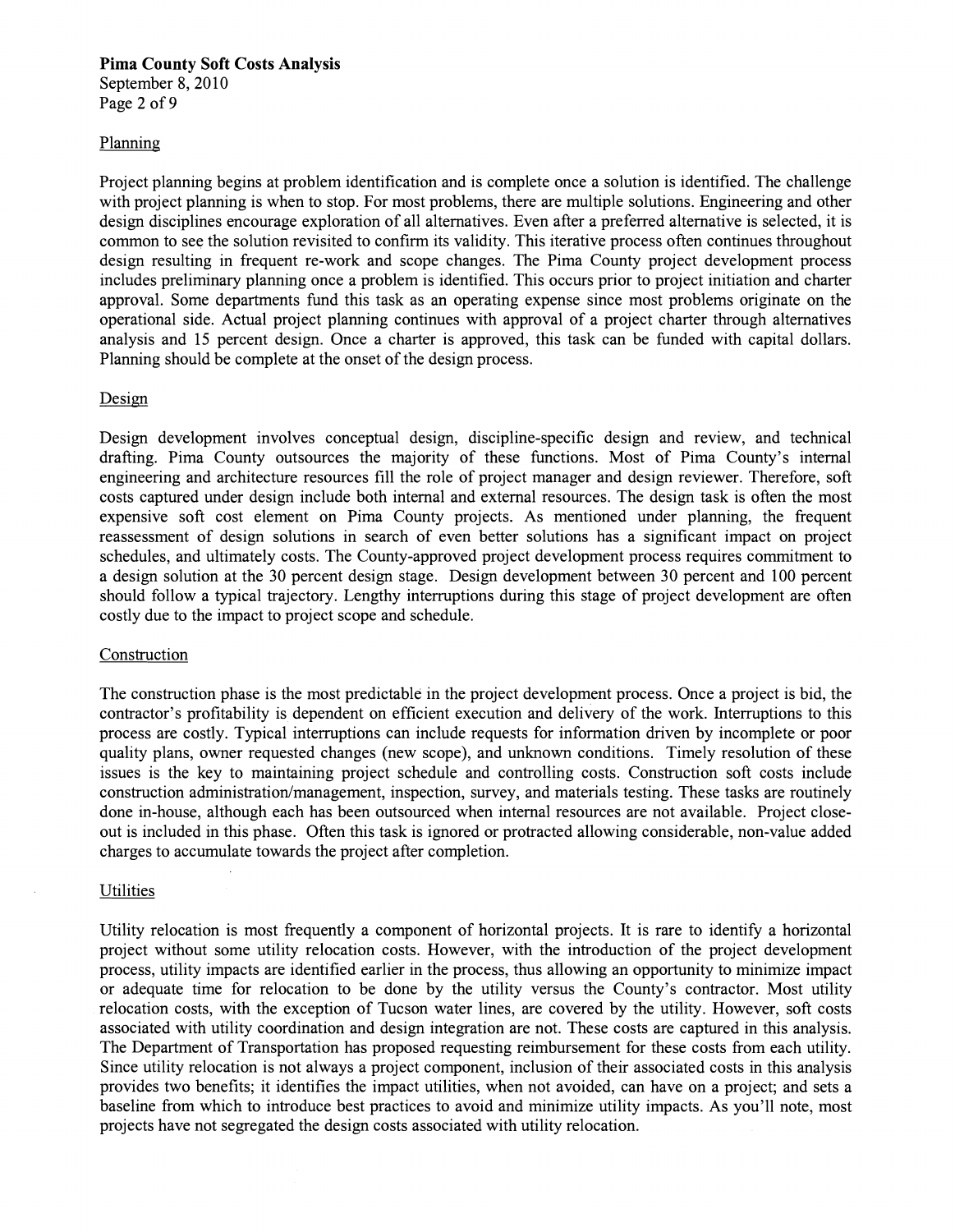## Planning

Project planning begins at problem identification and is complete once a solution is identified. The challenge with project planning is when to stop. For most problems, there are multiple solutions. Engineering and other design disciplines encourage exploration of all alternatives. Even after a preferred alternative is selected, it is common to see the solution revisited to confirm its validity. This iterative process often continues throughout design resulting in frequent re-work and scope changes. The Pima County project development process includes preliminary planning once a problem is identified. This occurs prior to project initiation and charter approval. Some departments fund this task as an operating expense since most problems originate on the operational side. Actual project planning continues with approval of a project charter through alternatives analysis and 15 percent design. Once a charter is approved, this task can be funded with capital dollars. Planning should be complete at the onset of the design process.

## Design

Design development involves conceptual design, discipline-specific design and review, and technical drafting. Pima County outsources the majority of these functions. Most of Pima County's internal engineering and architecture resources fill the role of project manager and design reviewer. Therefore, soft costs captured under design include both internal and external resources. The design task is often the most expensive soft cost element on Pima County projects. As mentioned under planning, the frequent reassessment of design solutions in search of even better solutions has a significant impact on project schedules, and ultimately costs. The County-approved project development process requires commitment to a design solution at the 30 percent design stage. Design development between 30 percent and 100 percent should follow a typical trajectory. Lengthy interruptions during this stage of project development are often costly due to the impact to project scope and schedule.

## Construction

The construction phase is the most predictable in the project development process. Once a project is bid, the contractor's profitability is dependent on efficient execution and delivery of the work. Interruptions to this process are costly. Typical interruptions can include requests for information driven by incomplete or poor quality plans, owner requested changes (new scope), and unknown conditions. Timely resolution of these issues is the key to maintaining project schedule and controlling costs. Construction soft costs include construction administration/management, inspection, survey, and materials testing. These tasks are routinely done in-house, although each has been outsourced when internal resources are not available. Project close-out is included in this phase. Often this task is ignored or protracted allowing considerable, non-value added charges to accumulate towards the project after completion.

## Utilities

Utility relocation is most frequently a component of horizontal projects. It is rare to identify a horizontal project without some utility relocation costs. However, with the introduction of the project development process, utility impacts are identified earlier in the process, thus allowing an opportunity to minimize impact or adequate time for relocation to be done by the utility versus the County's contractor. Most utility relocation costs, with the exception of Tucson water lines, are covered by the utility. However, soft costs associated with utility coordination and design integration are not. These costs are captured in this analysis. The Department of Transportation has proposed requesting reimbursement for these costs from each utility. Since utility relocation is not always a project component, inclusion of their associated costs in this analysis provides two benefits; it identifies the impact utilities, when not avoided, can have on a project; and sets a baseline from which to introduce best practices to avoid and minimize utility impacts. As you'll note, most projects have not segregated the design costs associated with utility relocation.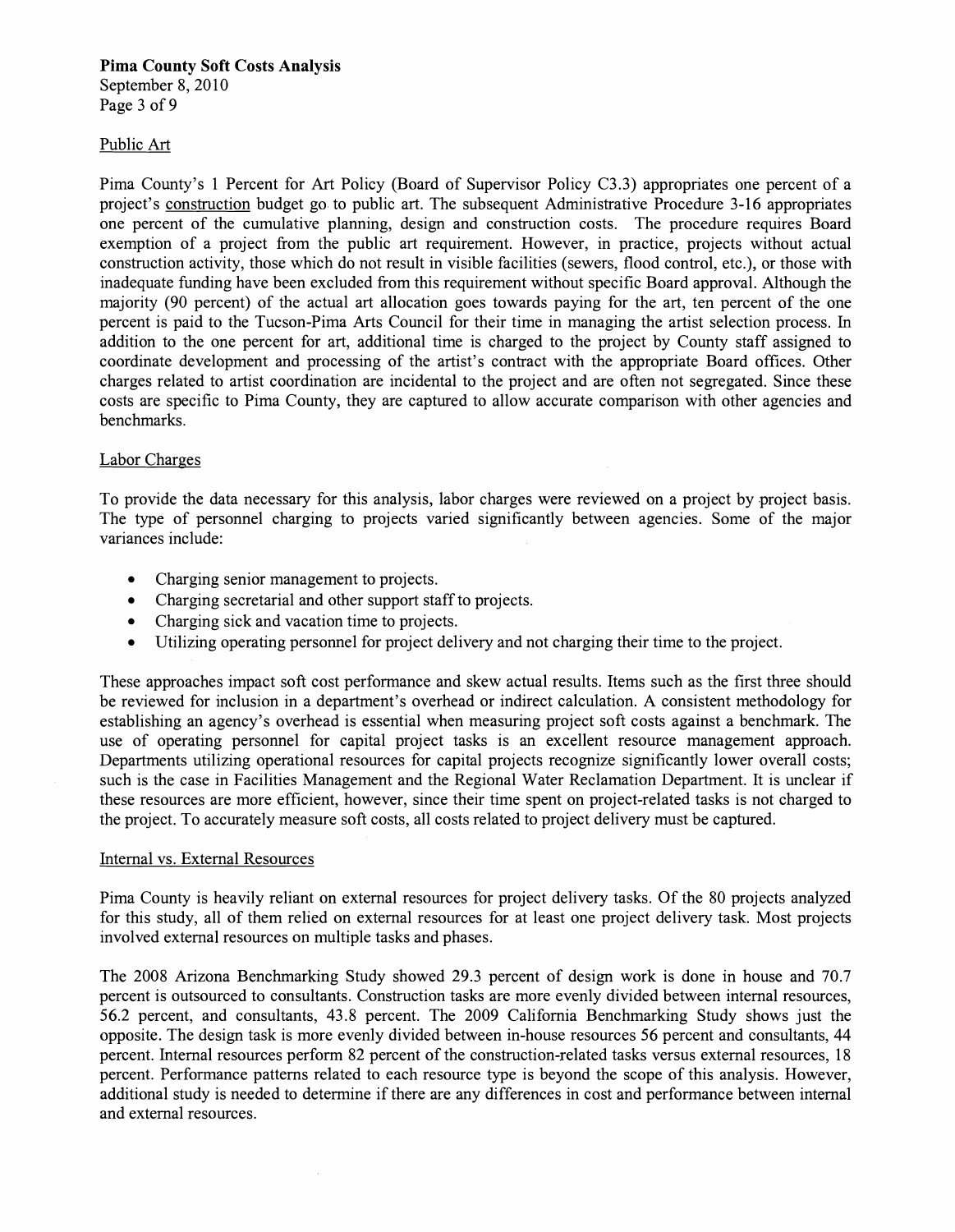### Public Art

Pima County's 1 Percent for Art Policy (Board of Supervisor Policy C3.3) appropriates one percent of a project's construction budget go to public art. The subsequent Administrative Procedure 3-16 appropriates one percent of the cumulative planning, design and construction costs. The procedure requires Board exemption of a project from the public art requirement. However, in practice, projects without actual construction activity, those which do not result in visible facilities (sewers, flood control, etc.), or those with inadequate funding have been excluded from this requirement without specific Board approval. Although the majority (90 percent) of the actual art allocation goes towards paying for the art, ten percent of the one percent is paid to the Tucson-Pima Arts Council for their time in managing the artist selection process. In addition to the one percent for art, additional time is charged to the project by County staff assigned to coordinate development and processing of the artist's contract with the appropriate Board offices. Other charges related to artist coordination are incidental to the project and are often not segregated. Since these costs are specific to Pima County, they are captured to allow accurate comparison with other agencies and benchmarks.

### Labor Charges

To provide the data necessary for this analysis, labor charges were reviewed on a project by project basis. The type of personnel charging to projects varied significantly between agencies. Some of the major variances include:

- Charging senior management to projects.
- Charging secretarial and other support staff to projects.
- Charging sick and vacation time to projects.
- Utilizing operating personnel for project delivery and not charging their time to the project.

These approaches impact soft cost performance and skew actual results. Items such as the first three should be reviewed for inclusion in a department's overhead or indirect calculation. A consistent methodology for establishing an agency's overhead is essential when measuring project soft costs against a benchmark. The use of operating personnel for capital project tasks is an excellent resource management approach. Departments utilizing operational resources for capital projects recognize significantly lower overall costs; such is the case in Facilities Management and the Regional Water Reclamation Department. It is unclear if these resources are more efficient, however, since their time spent on project-related tasks is not charged to the project. To accurately measure soft costs, all costs related to project delivery must be captured.

### Internal vs. External Resources

Pima County is heavily reliant on external resources for project delivery tasks. Of the 80 projects analyzed for this study, all of them relied on external resources for at least one project delivery task. Most projects involved external resources on multiple tasks and phases.

The 2008 Arizona Benchmarking Study showed 29.3 percent of design work is done in house and 70.7 percent is outsourced to consultants. Construction tasks are more evenly divided between internal resources, 56.2 percent, and consultants, 43.8 percent. The 2009 California Benchmarking Study shows just the opposite. The design task is more evenly divided between in-house resources 56 percent and consultants, 44 percent. Internal resources perform 82 percent of the construction-related tasks versus external resources, 18 percent. Performance patterns related to each resource type is beyond the scope of this analysis. However, additional study is needed to determine if there are any differences in cost and performance between internal and external resources.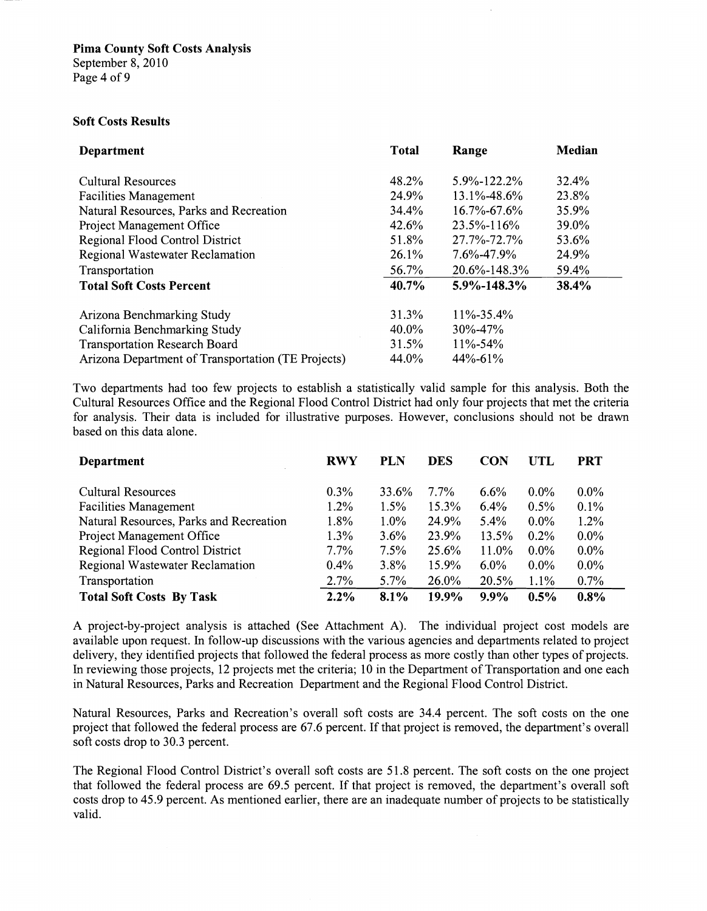### Soft Costs Results

| Department | Total | Range | Median |
|---|---|---|---|
| Cultural Resources | 48.2% | 5.9%-122.2% | 32.4% |
| Facilities Management | 24.9% | 13.1%-48.6% | 23.8% |
| Natural Resources, Parks and Recreation | 34.4% | 16.7%-67.6% | 35.9% |
| Project Management Office | 42.6% | 23.5%-116% | 39.0% |
| Regional Flood Control District | 51.8% | 27.7%-72.7% | 53.6% |
| Regional Wastewater Reclamation | 26.1% | 7.6%-47.9% | 24.9% |
| Transportation | 56.7% | 20.6%-148.3% | 59.4% |
| **Total Soft Costs Percent** | **40.7%** | **5.9%-148.3%** | **38.4%** |
| Arizona Benchmarking Study | 31.3% | 11%-35.4% | |
| California Benchmarking Study | 40.0% | 30%-47% | |
| Transportation Research Board | 31.5% | 11%-54% | |
| Arizona Department of Transportation (TE Projects) | 44.0% | 44%-61% | |

Two departments had too few projects to establish a statistically valid sample for this analysis. Both the Cultural Resources Office and the Regional Flood Control District had only four projects that met the criteria for analysis. Their data is included for illustrative purposes. However, conclusions should not be drawn based on this data alone.

| Department | RWY | PLN | DES | CON | UTL | PRT |
|---|---|---|---|---|---|---|
| Cultural Resources | 0.3% | 33.6% | 7.7% | 6.6% | 0.0% | 0.0% |
| Facilities Management | 1.2% | 1.5% | 15.3% | 6.4% | 0.5% | 0.1% |
| Natural Resources, Parks and Recreation | 1.8% | 1.0% | 24.9% | 5.4% | 0.0% | 1.2% |
| Project Management Office | 1.3% | 3.6% | 23.9% | 13.5% | 0.2% | 0.0% |
| Regional Flood Control District | 7.7% | 7.5% | 25.6% | 11.0% | 0.0% | 0.0% |
| Regional Wastewater Reclamation | 0.4% | 3.8% | 15.9% | 6.0% | 0.0% | 0.0% |
| Transportation | 2.7% | 5.7% | 26.0% | 20.5% | 1.1% | 0.7% |
| **Total Soft Costs By Task** | **2.2%** | **8.1%** | **19.9%** | **9.9%** | **0.5%** | **0.8%** |

A project-by-project analysis is attached (See Attachment A). The individual project cost models are available upon request. In follow-up discussions with the various agencies and departments related to project delivery, they identified projects that followed the federal process as more costly than other types of projects. In reviewing those projects, 12 projects met the criteria; 10 in the Department of Transportation and one each in Natural Resources, Parks and Recreation Department and the Regional Flood Control District.

Natural Resources, Parks and Recreation's overall soft costs are 34.4 percent. The soft costs on the one project that followed the federal process are 67.6 percent. If that project is removed, the department's overall soft costs drop to 30.3 percent.

The Regional Flood Control District's overall soft costs are 51.8 percent. The soft costs on the one project that followed the federal process are 69.5 percent. If that project is removed, the department's overall soft costs drop to 45.9 percent. As mentioned earlier, there are an inadequate number of projects to be statistically valid.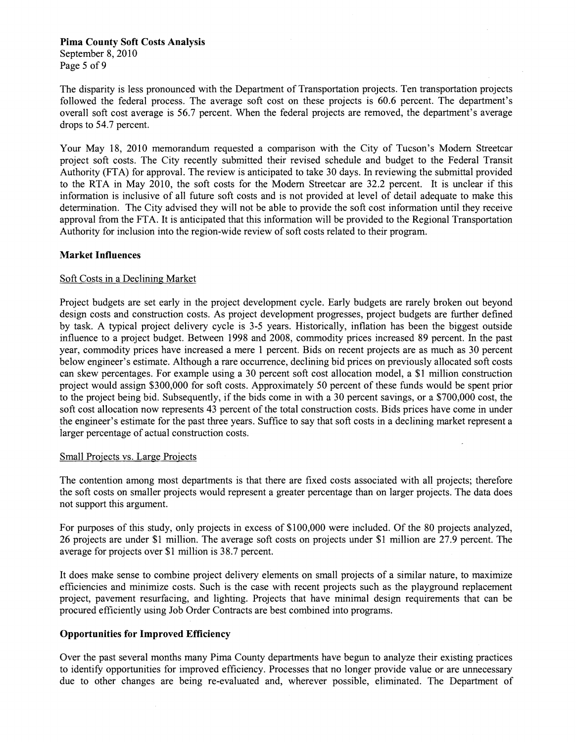The disparity is less pronounced with the Department of Transportation projects. Ten transportation projects followed the federal process. The average soft cost on these projects is 60.6 percent. The department's overall soft cost average is 56.7 percent. When the federal projects are removed, the department's average drops to 54.7 percent.

Your May 18, 2010 memorandum requested a comparison with the City of Tucson's Modern Streetcar project soft costs. The City recently submitted their revised schedule and budget to the Federal Transit Authority (FTA) for approval. The review is anticipated to take 30 days. In reviewing the submittal provided to the RTA in May 2010, the soft costs for the Modern Streetcar are 32.2 percent. It is unclear if this information is inclusive of all future soft costs and is not provided at level of detail adequate to make this determination. The City advised they will not be able to provide the soft cost information until they receive approval from the FTA. It is anticipated that this information will be provided to the Regional Transportation Authority for inclusion into the region-wide review of soft costs related to their program.

## Market Influences

### Soft Costs in a Declining Market

Project budgets are set early in the project development cycle. Early budgets are rarely broken out beyond design costs and construction costs. As project development progresses, project budgets are further defined by task. A typical project delivery cycle is 3-5 years. Historically, inflation has been the biggest outside influence to a project budget. Between 1998 and 2008, commodity prices increased 89 percent. In the past year, commodity prices have increased a mere 1 percent. Bids on recent projects are as much as 30 percent below engineer's estimate. Although a rare occurrence, declining bid prices on previously allocated soft costs can skew percentages. For example using a 30 percent soft cost allocation model, a $1 million construction project would assign $300,000 for soft costs. Approximately 50 percent of these funds would be spent prior to the project being bid. Subsequently, if the bids come in with a 30 percent savings, or a $700,000 cost, the soft cost allocation now represents 43 percent of the total construction costs. Bids prices have come in under the engineer's estimate for the past three years. Suffice to say that soft costs in a declining market represent a larger percentage of actual construction costs.

### Small Projects vs. Large Projects

The contention among most departments is that there are fixed costs associated with all projects; therefore the soft costs on smaller projects would represent a greater percentage than on larger projects. The data does not support this argument.

For purposes of this study, only projects in excess of $100,000 were included. Of the 80 projects analyzed, 26 projects are under $1 million. The average soft costs on projects under $1 million are 27.9 percent. The average for projects over $1 million is 38.7 percent.

It does make sense to combine project delivery elements on small projects of a similar nature, to maximize efficiencies and minimize costs. Such is the case with recent projects such as the playground replacement project, pavement resurfacing, and lighting. Projects that have minimal design requirements that can be procured efficiently using Job Order Contracts are best combined into programs.

## Opportunities for Improved Efficiency

Over the past several months many Pima County departments have begun to analyze their existing practices to identify opportunities for improved efficiency. Processes that no longer provide value or are unnecessary due to other changes are being re-evaluated and, wherever possible, eliminated. The Department of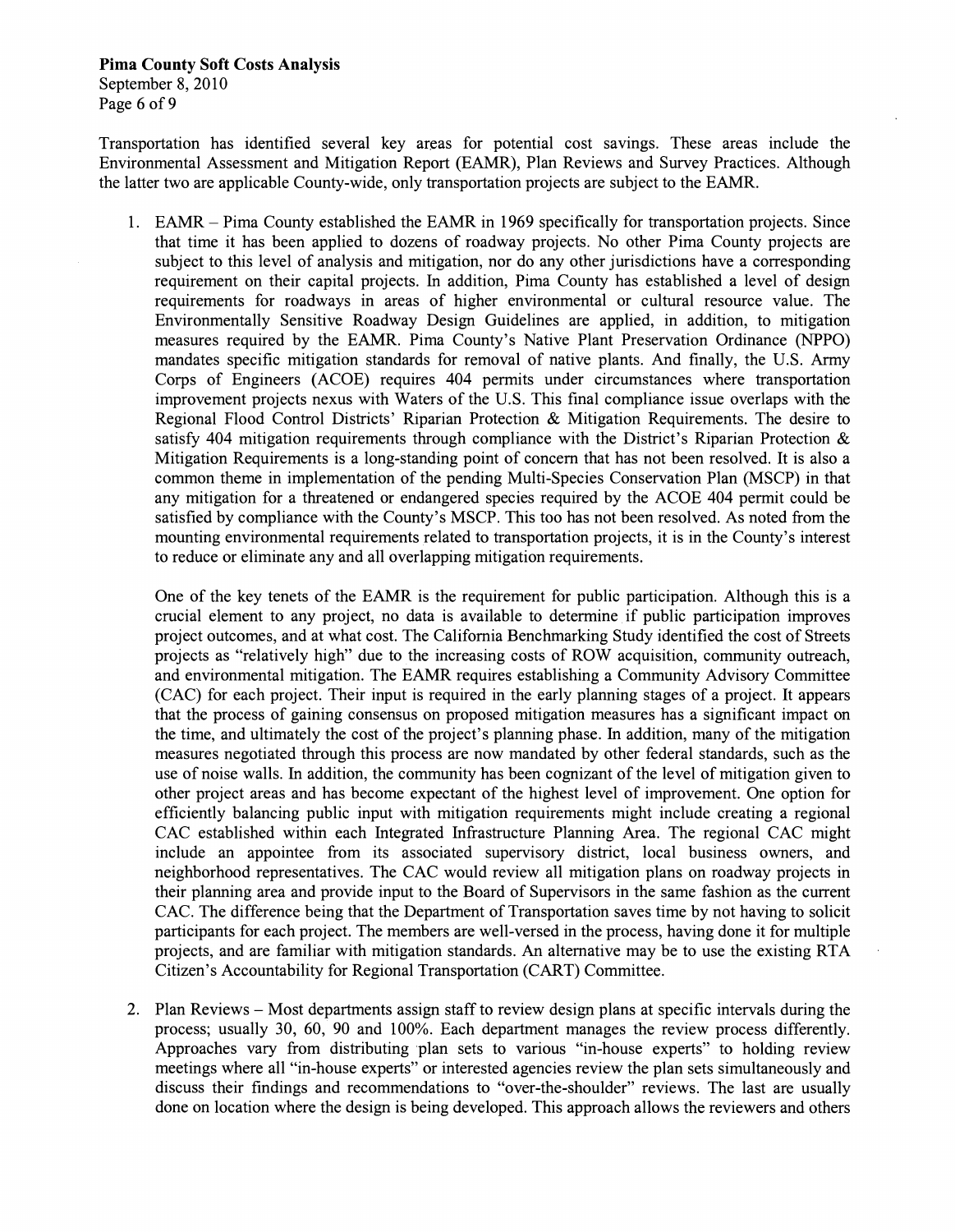Transportation has identified several key areas for potential cost savings. These areas include the Environmental Assessment and Mitigation Report (EAMR), Plan Reviews and Survey Practices. Although the latter two are applicable County-wide, only transportation projects are subject to the EAMR.

1. EAMR – Pima County established the EAMR in 1969 specifically for transportation projects. Since that time it has been applied to dozens of roadway projects. No other Pima County projects are subject to this level of analysis and mitigation, nor do any other jurisdictions have a corresponding requirement on their capital projects. In addition, Pima County has established a level of design requirements for roadways in areas of higher environmental or cultural resource value. The Environmentally Sensitive Roadway Design Guidelines are applied, in addition, to mitigation measures required by the EAMR. Pima County's Native Plant Preservation Ordinance (NPPO) mandates specific mitigation standards for removal of native plants. And finally, the U.S. Army Corps of Engineers (ACOE) requires 404 permits under circumstances where transportation improvement projects nexus with Waters of the U.S. This final compliance issue overlaps with the Regional Flood Control Districts' Riparian Protection & Mitigation Requirements. The desire to satisfy 404 mitigation requirements through compliance with the District's Riparian Protection & Mitigation Requirements is a long-standing point of concern that has not been resolved. It is also a common theme in implementation of the pending Multi-Species Conservation Plan (MSCP) in that any mitigation for a threatened or endangered species required by the ACOE 404 permit could be satisfied by compliance with the County's MSCP. This too has not been resolved. As noted from the mounting environmental requirements related to transportation projects, it is in the County's interest to reduce or eliminate any and all overlapping mitigation requirements.

   One of the key tenets of the EAMR is the requirement for public participation. Although this is a crucial element to any project, no data is available to determine if public participation improves project outcomes, and at what cost. The California Benchmarking Study identified the cost of Streets projects as "relatively high" due to the increasing costs of ROW acquisition, community outreach, and environmental mitigation. The EAMR requires establishing a Community Advisory Committee (CAC) for each project. Their input is required in the early planning stages of a project. It appears that the process of gaining consensus on proposed mitigation measures has a significant impact on the time, and ultimately the cost of the project's planning phase. In addition, many of the mitigation measures negotiated through this process are now mandated by other federal standards, such as the use of noise walls. In addition, the community has been cognizant of the level of mitigation given to other project areas and has become expectant of the highest level of improvement. One option for efficiently balancing public input with mitigation requirements might include creating a regional CAC established within each Integrated Infrastructure Planning Area. The regional CAC might include an appointee from its associated supervisory district, local business owners, and neighborhood representatives. The CAC would review all mitigation plans on roadway projects in their planning area and provide input to the Board of Supervisors in the same fashion as the current CAC. The difference being that the Department of Transportation saves time by not having to solicit participants for each project. The members are well-versed in the process, having done it for multiple projects, and are familiar with mitigation standards. An alternative may be to use the existing RTA Citizen's Accountability for Regional Transportation (CART) Committee.

2. Plan Reviews – Most departments assign staff to review design plans at specific intervals during the process; usually 30, 60, 90 and 100%. Each department manages the review process differently. Approaches vary from distributing plan sets to various "in-house experts" to holding review meetings where all "in-house experts" or interested agencies review the plan sets simultaneously and discuss their findings and recommendations to "over-the-shoulder" reviews. The last are usually done on location where the design is being developed. This approach allows the reviewers and others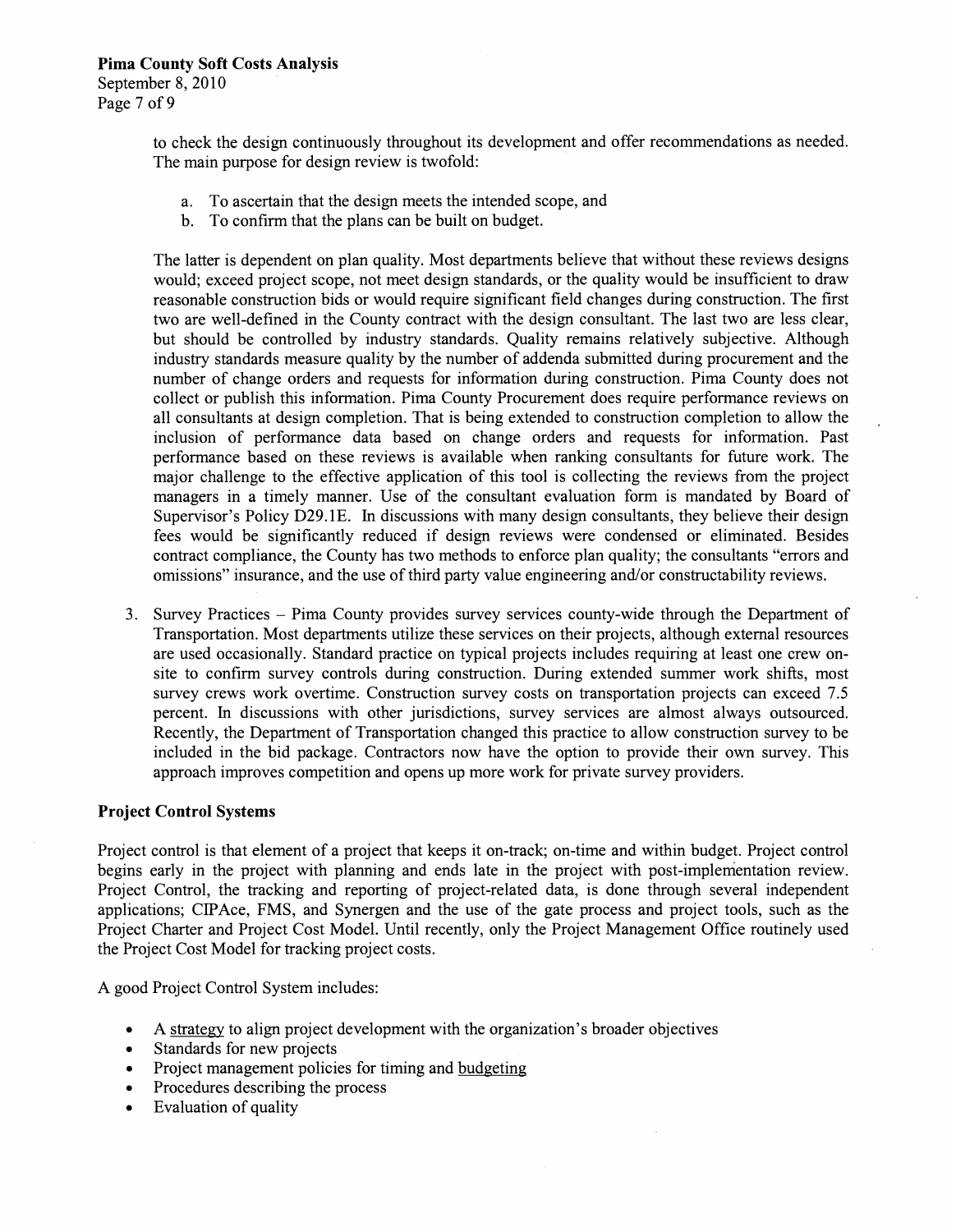to check the design continuously throughout its development and offer recommendations as needed. The main purpose for design review is twofold:

a. To ascertain that the design meets the intended scope, and
b. To confirm that the plans can be built on budget.

The latter is dependent on plan quality. Most departments believe that without these reviews designs would; exceed project scope, not meet design standards, or the quality would be insufficient to draw reasonable construction bids or would require significant field changes during construction. The first two are well-defined in the County contract with the design consultant. The last two are less clear, but should be controlled by industry standards. Quality remains relatively subjective. Although industry standards measure quality by the number of addenda submitted during procurement and the number of change orders and requests for information during construction. Pima County does not collect or publish this information. Pima County Procurement does require performance reviews on all consultants at design completion. That is being extended to construction completion to allow the inclusion of performance data based on change orders and requests for information. Past performance based on these reviews is available when ranking consultants for future work. The major challenge to the effective application of this tool is collecting the reviews from the project managers in a timely manner. Use of the consultant evaluation form is mandated by Board of Supervisor's Policy D29.1E. In discussions with many design consultants, they believe their design fees would be significantly reduced if design reviews were condensed or eliminated. Besides contract compliance, the County has two methods to enforce plan quality; the consultants "errors and omissions" insurance, and the use of third party value engineering and/or constructability reviews.

3. Survey Practices – Pima County provides survey services county-wide through the Department of Transportation. Most departments utilize these services on their projects, although external resources are used occasionally. Standard practice on typical projects includes requiring at least one crew on-site to confirm survey controls during construction. During extended summer work shifts, most survey crews work overtime. Construction survey costs on transportation projects can exceed 7.5 percent. In discussions with other jurisdictions, survey services are almost always outsourced. Recently, the Department of Transportation changed this practice to allow construction survey to be included in the bid package. Contractors now have the option to provide their own survey. This approach improves competition and opens up more work for private survey providers.

## Project Control Systems

Project control is that element of a project that keeps it on-track; on-time and within budget. Project control begins early in the project with planning and ends late in the project with post-implementation review. Project Control, the tracking and reporting of project-related data, is done through several independent applications; CIPAce, FMS, and Synergen and the use of the gate process and project tools, such as the Project Charter and Project Cost Model. Until recently, only the Project Management Office routinely used the Project Cost Model for tracking project costs.

A good Project Control System includes:

- A strategy to align project development with the organization's broader objectives
- Standards for new projects
- Project management policies for timing and budgeting
- Procedures describing the process
- Evaluation of quality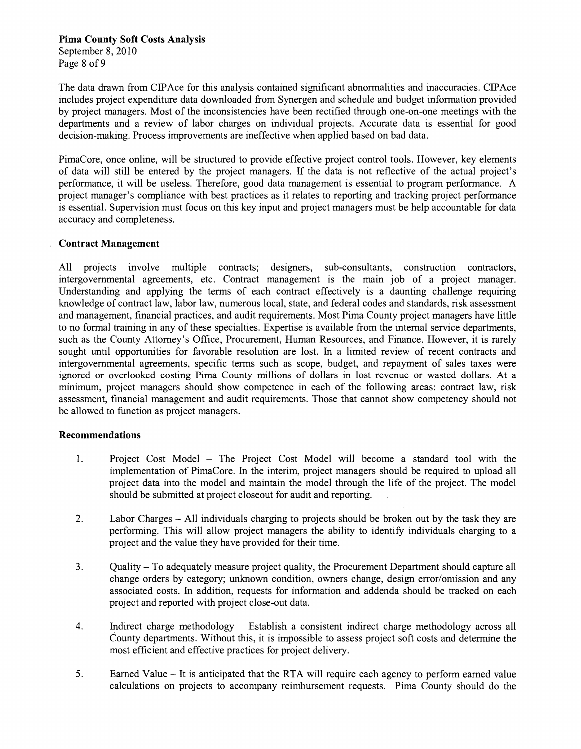The data drawn from CIPAce for this analysis contained significant abnormalities and inaccuracies. CIPAce includes project expenditure data downloaded from Synergen and schedule and budget information provided by project managers. Most of the inconsistencies have been rectified through one-on-one meetings with the departments and a review of labor charges on individual projects. Accurate data is essential for good decision-making. Process improvements are ineffective when applied based on bad data.

PimaCore, once online, will be structured to provide effective project control tools. However, key elements of data will still be entered by the project managers. If the data is not reflective of the actual project's performance, it will be useless. Therefore, good data management is essential to program performance. A project manager's compliance with best practices as it relates to reporting and tracking project performance is essential. Supervision must focus on this key input and project managers must be help accountable for data accuracy and completeness.

**Contract Management**

All projects involve multiple contracts; designers, sub-consultants, construction contractors, intergovernmental agreements, etc. Contract management is the main job of a project manager. Understanding and applying the terms of each contract effectively is a daunting challenge requiring knowledge of contract law, labor law, numerous local, state, and federal codes and standards, risk assessment and management, financial practices, and audit requirements. Most Pima County project managers have little to no formal training in any of these specialties. Expertise is available from the internal service departments, such as the County Attorney's Office, Procurement, Human Resources, and Finance. However, it is rarely sought until opportunities for favorable resolution are lost. In a limited review of recent contracts and intergovernmental agreements, specific terms such as scope, budget, and repayment of sales taxes were ignored or overlooked costing Pima County millions of dollars in lost revenue or wasted dollars. At a minimum, project managers should show competence in each of the following areas: contract law, risk assessment, financial management and audit requirements. Those that cannot show competency should not be allowed to function as project managers.

**Recommendations**

1. Project Cost Model – The Project Cost Model will become a standard tool with the implementation of PimaCore. In the interim, project managers should be required to upload all project data into the model and maintain the model through the life of the project. The model should be submitted at project closeout for audit and reporting.

2. Labor Charges – All individuals charging to projects should be broken out by the task they are performing. This will allow project managers the ability to identify individuals charging to a project and the value they have provided for their time.

3. Quality – To adequately measure project quality, the Procurement Department should capture all change orders by category; unknown condition, owners change, design error/omission and any associated costs. In addition, requests for information and addenda should be tracked on each project and reported with project close-out data.

4. Indirect charge methodology – Establish a consistent indirect charge methodology across all County departments. Without this, it is impossible to assess project soft costs and determine the most efficient and effective practices for project delivery.

5. Earned Value – It is anticipated that the RTA will require each agency to perform earned value calculations on projects to accompany reimbursement requests. Pima County should do the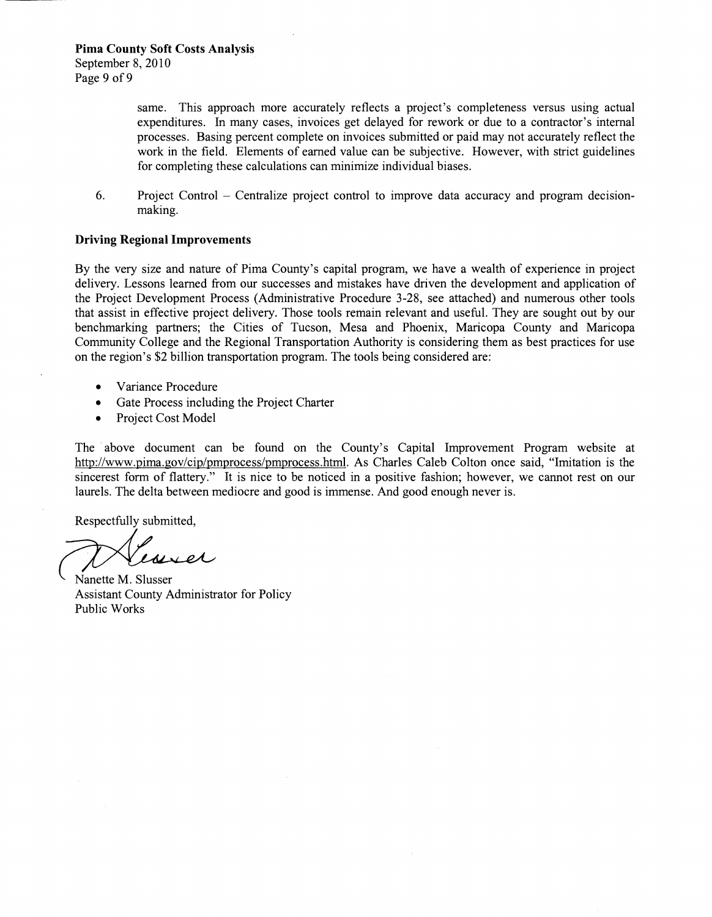same. This approach more accurately reflects a project's completeness versus using actual expenditures. In many cases, invoices get delayed for rework or due to a contractor's internal processes. Basing percent complete on invoices submitted or paid may not accurately reflect the work in the field. Elements of earned value can be subjective. However, with strict guidelines for completing these calculations can minimize individual biases.

6. Project Control – Centralize project control to improve data accuracy and program decision-making.

**Driving Regional Improvements**

By the very size and nature of Pima County's capital program, we have a wealth of experience in project delivery. Lessons learned from our successes and mistakes have driven the development and application of the Project Development Process (Administrative Procedure 3-28, see attached) and numerous other tools that assist in effective project delivery. Those tools remain relevant and useful. They are sought out by our benchmarking partners; the Cities of Tucson, Mesa and Phoenix, Maricopa County and Maricopa Community College and the Regional Transportation Authority is considering them as best practices for use on the region's $2 billion transportation program. The tools being considered are:

- Variance Procedure
- Gate Process including the Project Charter
- Project Cost Model

The above document can be found on the County's Capital Improvement Program website at http://www.pima.gov/cip/pmprocess/pmprocess.html. As Charles Caleb Colton once said, "Imitation is the sincerest form of flattery." It is nice to be noticed in a positive fashion; however, we cannot rest on our laurels. The delta between mediocre and good is immense. And good enough never is.

Respectfully submitted,

Nanette M. Slusser
Assistant County Administrator for Policy
Public Works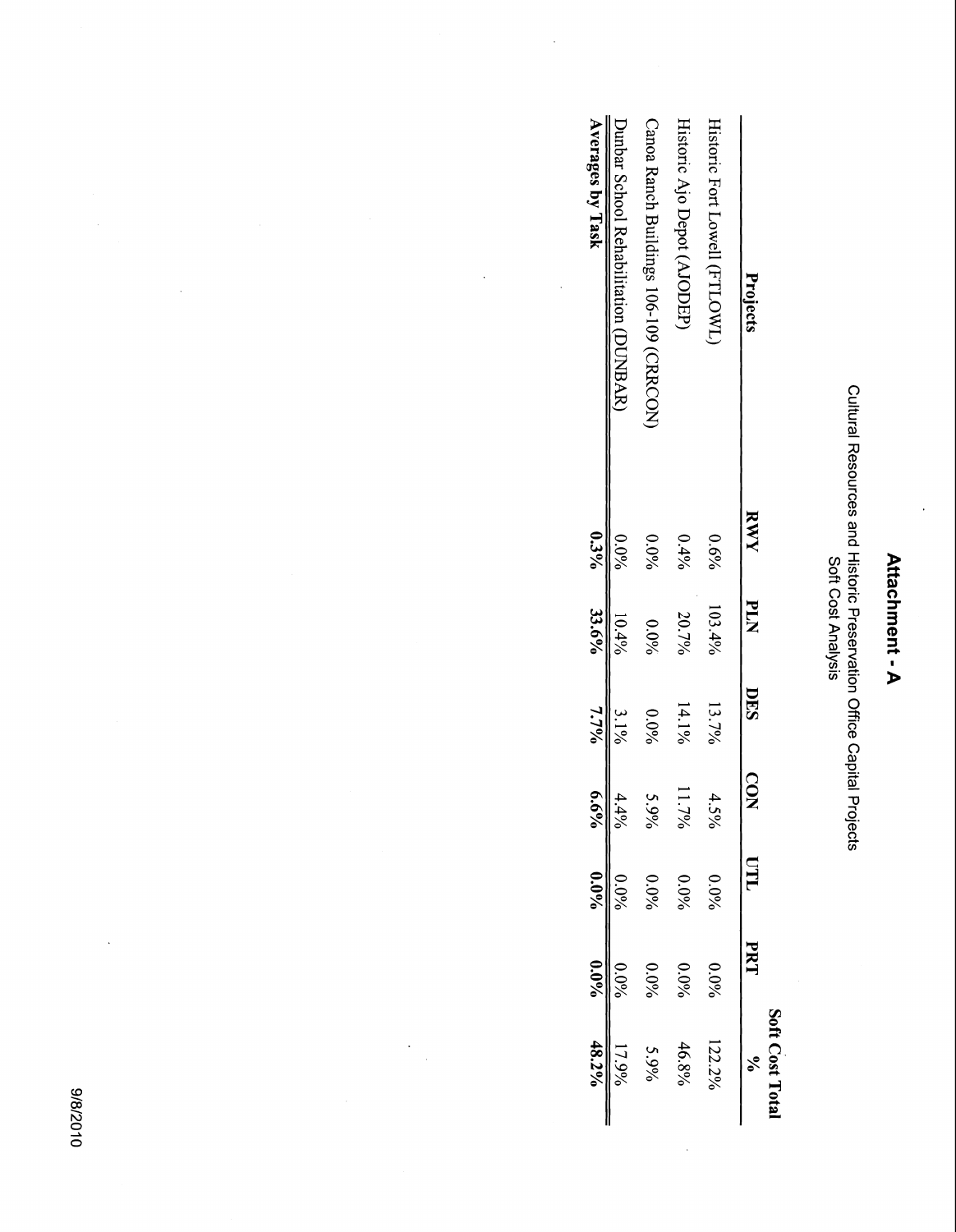# Attachment - A

Cultural Resources and Historic Preservation Office Capital Projects
Soft Cost Analysis

| Projects | RWY | PLN | DES | CON | UTL | PRT | Soft Cost Total % |
|---|---|---|---|---|---|---|---|
| Historic Fort Lowell (FTLOWL) | 0.6% | 103.4% | 13.7% | 4.5% | 0.0% | 0.0% | 122.2% |
| Historic Ajo Depot (AJODEP) | 0.4% | 20.7% | 14.1% | 11.7% | 0.0% | 0.0% | 46.8% |
| Canoa Ranch Buildings 106-109 (CRRCON) | 0.0% | 0.0% | 0.0% | 5.9% | 0.0% | 0.0% | 5.9% |
| Dunbar School Rehabilitation (DUNBAR) | 0.0% | 10.4% | 3.1% | 4.4% | 0.0% | 0.0% | 17.9% |
| **Averages by Task** | **0.3%** | **33.6%** | **7.7%** | **6.6%** | **0.0%** | **0.0%** | **48.2%** |

9/8/2010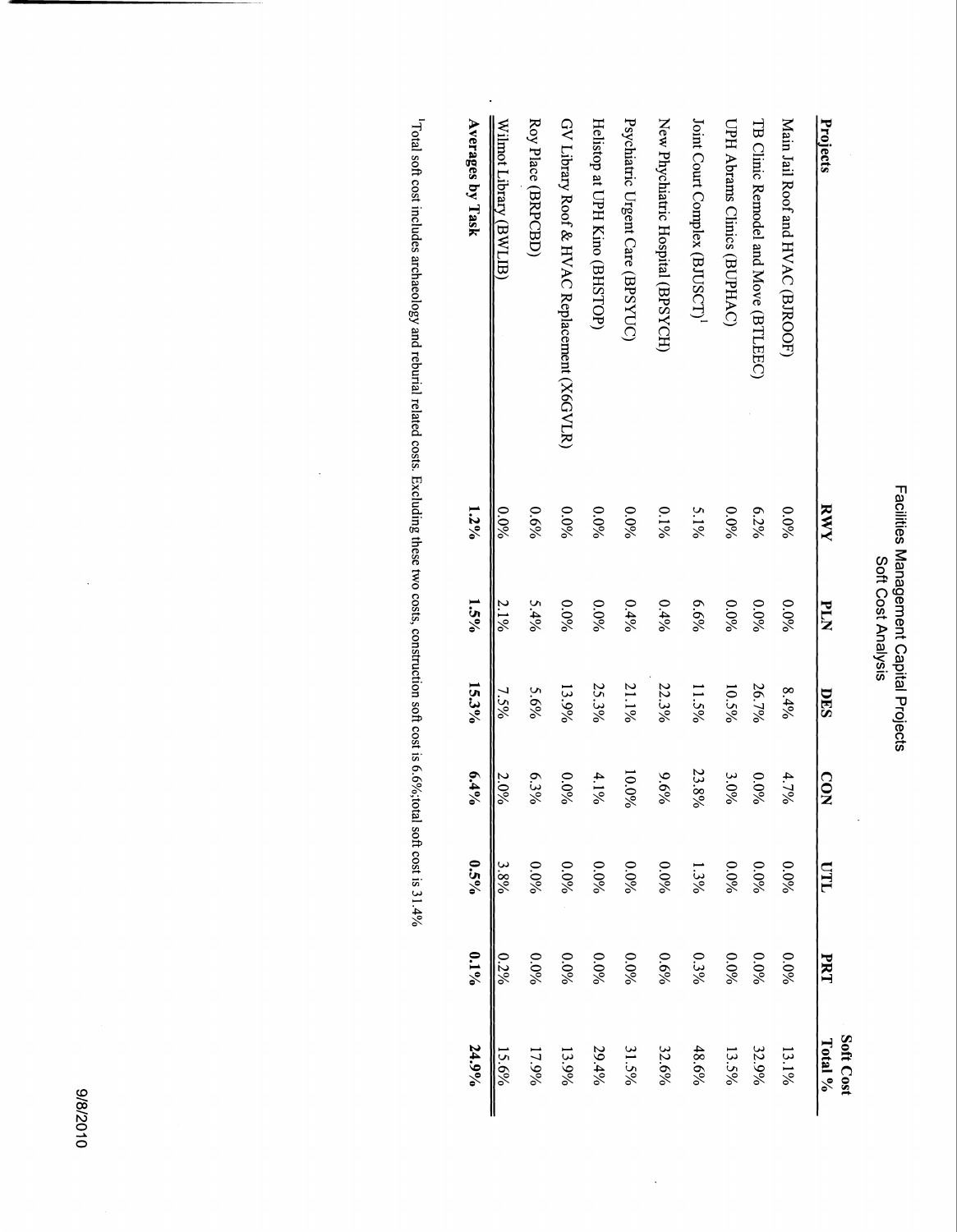# Facilities Management Capital Projects

## Soft Cost Analysis

| Projects | RWY | PLN | DES | CON | UTL | PRT | Soft Cost Total % |
|---|---|---|---|---|---|---|---|
| Main Jail Roof and HVAC (BJROOF) | 0.0% | 0.0% | 8.4% | 4.7% | 0.0% | 0.0% | 13.1% |
| TB Clinic Remodel and Move (BTLEEC) | 6.2% | 0.0% | 26.7% | 0.0% | 0.0% | 0.0% | 32.9% |
| UPH Abrams Clinics (BUPHAC) | 0.0% | 0.0% | 10.5% | 3.0% | 0.0% | 0.0% | 13.5% |
| Joint Court Complex (BJUSCT)[1] | 5.1% | 6.6% | 11.5% | 23.8% | 1.3% | 0.3% | 48.6% |
| New Phychiatric Hospital (BPSYCH) | 0.1% | 0.4% | 22.3% | 9.6% | 0.0% | 0.6% | 32.6% |
| Psychiatric Urgent Care (BPSYUC) | 0.0% | 0.4% | 21.1% | 10.0% | 0.0% | 0.0% | 31.5% |
| Helistop at UPH Kino (BHSTOP) | 0.0% | 0.0% | 25.3% | 4.1% | 0.0% | 0.0% | 29.4% |
| GV Library Roof & HVAC Replacement (X6GVLR) | 0.0% | 0.0% | 13.9% | 0.0% | 0.0% | 0.0% | 13.9% |
| Roy Place (BRPCBD) | 0.6% | 5.4% | 5.6% | 6.3% | 0.0% | 0.0% | 17.9% |
| Wilmot Library (BWLIB) | 0.0% | 2.1% | 7.5% | 2.0% | 3.8% | 0.2% | 15.6% |
| **Averages by Task** | **1.2%** | **1.5%** | **15.3%** | **6.4%** | **0.5%** | **0.1%** | **24.9%** |

[1]Total soft cost includes archaeology and reburial related costs. Excluding these two costs, construction soft cost is 6.6%;total soft cost is 31.4%

9/8/2010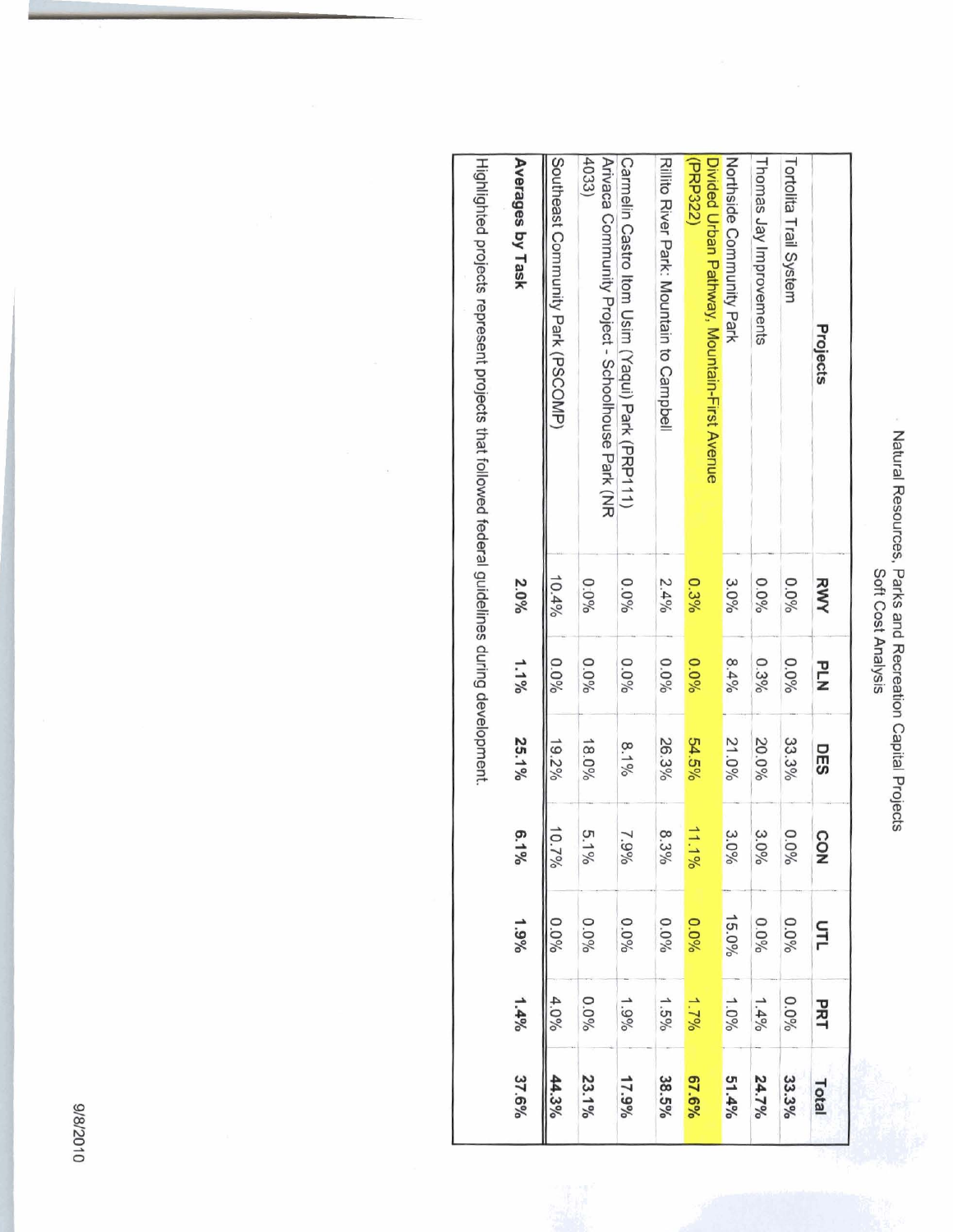Natural Resources, Parks and Recreation Capital Projects
Soft Cost Analysis

| Projects | RWY | PLN | DES | CON | UTL | PRT | Total |
|---|---|---|---|---|---|---|---|
| Tortolita Trail System | 0.0% | 0.0% | 33.3% | 0.0% | 0.0% | 0.0% | **33.3%** |
| Thomas Jay Improvements | 0.0% | 0.3% | 20.0% | 3.0% | 0.0% | 1.4% | **24.7%** |
| Northside Community Park | 3.0% | 8.4% | 21.0% | 3.0% | 15.0% | 1.0% | **51.4%** |
| Divided Urban Pathway, Mountain-First Avenue (PRP322) | 0.3% | 0.0% | 54.5% | 11.1% | 0.0% | 1.7% | **67.6%** |
| Rillito River Park: Mountain to Campbell | 2.4% | 0.0% | 26.3% | 8.3% | 0.0% | 1.5% | **38.5%** |
| Carmelin Castro Itom Usim (Yaqui) Park (PRP111) | 0.0% | 0.0% | 8.1% | 7.9% | 0.0% | 1.9% | **17.9%** |
| Arivaca Community Project - Schoolhouse Park (NR 4033) | 0.0% | 0.0% | 18.0% | 5.1% | 0.0% | 0.0% | **23.1%** |
| Southeast Community Park (PSCOMP) | 10.4% | 0.0% | 19.2% | 10.7% | 0.0% | 4.0% | **44.3%** |
| **Averages by Task** | **2.0%** | **1.1%** | **25.1%** | **6.1%** | **1.9%** | **1.4%** | **37.6%** |

Highlighted projects represent projects that followed federal guidelines during development.

9/8/2010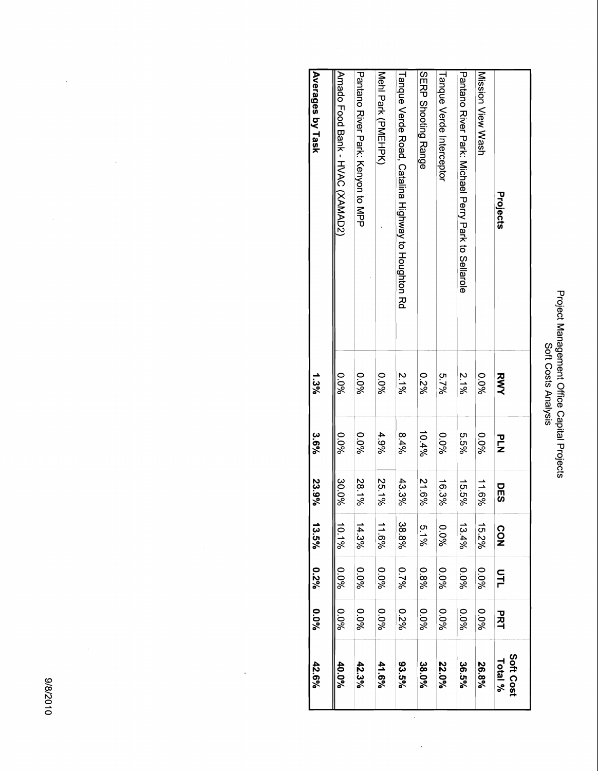# Project Management Office Capital Projects

## Soft Costs Analysis

| Projects | RWY | PLN | DES | CON | UTL | PRT | Soft Cost Total % |
|---|---|---|---|---|---|---|---|
| Mission View Wash | 0.0% | 0.0% | 11.6% | 15.2% | 0.0% | 0.0% | **26.8%** |
| Pantano River Park: Michael Perry Park to Sellarole | 2.1% | 5.5% | 15.5% | 13.4% | 0.0% | 0.0% | **36.5%** |
| Tanque Verde Interceptor | 5.7% | 0.0% | 16.3% | 0.0% | 0.0% | 0.0% | **22.0%** |
| SERP Shooting Range | 0.2% | 10.4% | 21.6% | 5.1% | 0.8% | 0.0% | **38.0%** |
| Tanque Verde Road, Catalina Highway to Houghton Rd | 2.1% | 8.4% | 43.3% | 38.8% | 0.7% | 0.2% | **93.5%** |
| Mehl Park (PMEHPK) | 0.0% | 4.9% | 25.1% | 11.6% | 0.0% | 0.0% | **41.6%** |
| Pantano River Park: Kenyon to MPP | 0.0% | 0.0% | 28.1% | 14.3% | 0.0% | 0.0% | **42.3%** |
| Amado Food Bank - HVAC (XAMAD2) | 0.0% | 0.0% | 30.0% | 10.1% | 0.0% | 0.0% | **40.0%** |
| **Averages by Task** | **1.3%** | **3.6%** | **23.9%** | **13.5%** | **0.2%** | **0.0%** | **42.6%** |

9/8/2010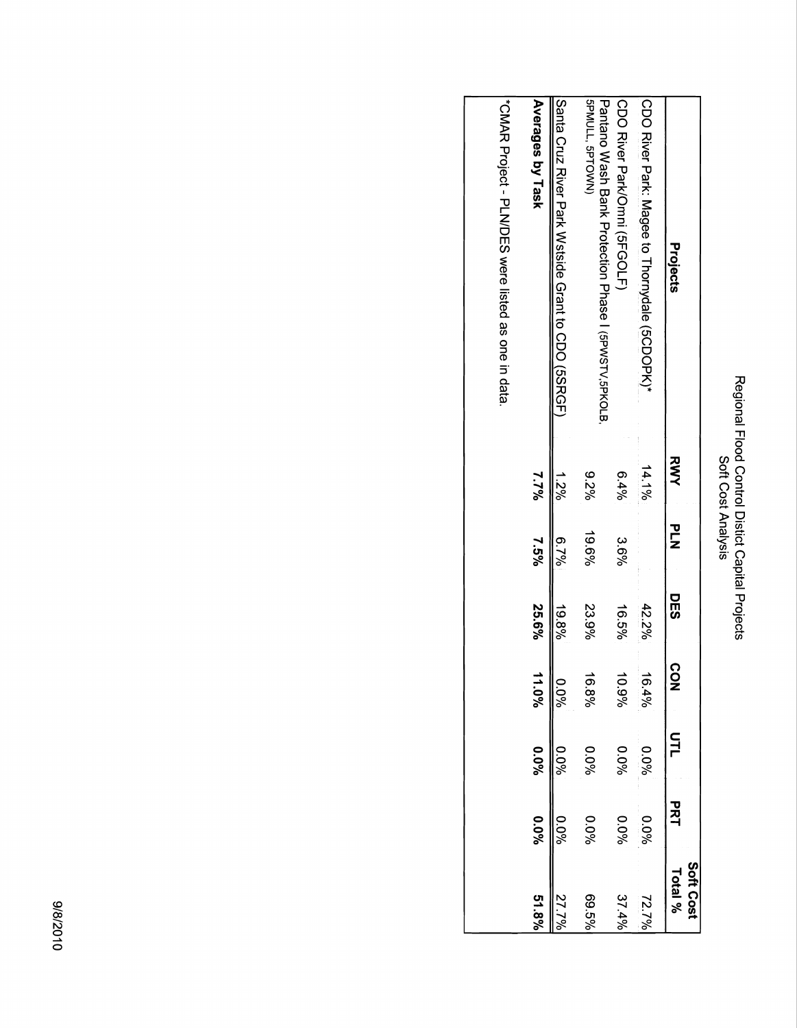# Regional Flood Control Distict Capital Projects

## Soft Cost Analysis

| Projects | RWY | PLN | DES | CON | UTL | PRT | Soft Cost Total % |
|---|---|---|---|---|---|---|---|
| CDO River Park: Magee to Thornydale (5CDOPK)* | 14.1% | | 42.2% | 16.4% | 0.0% | 0.0% | 72.7% |
| CDO River Park/Omni (5FGOLF) | 6.4% | 3.6% | 16.5% | 10.9% | 0.0% | 0.0% | 37.4% |
| Pantano Wash Bank Protection Phase I (5PWSTV,5PKOLB, 5PMULL, 5PTOWN) | 9.2% | 19.6% | 23.9% | 16.8% | 0.0% | 0.0% | 69.5% |
| Santa Cruz River Park Wstside Grant to CDO (5SRGF) | 1.2% | 6.7% | 19.8% | 0.0% | 0.0% | 0.0% | 27.7% |
| **Averages by Task** | **7.7%** | **7.5%** | **25.6%** | **11.0%** | **0.0%** | **0.0%** | **51.8%** |

*CMAR Project - PLN/DES were listed as one in data.

9/8/2010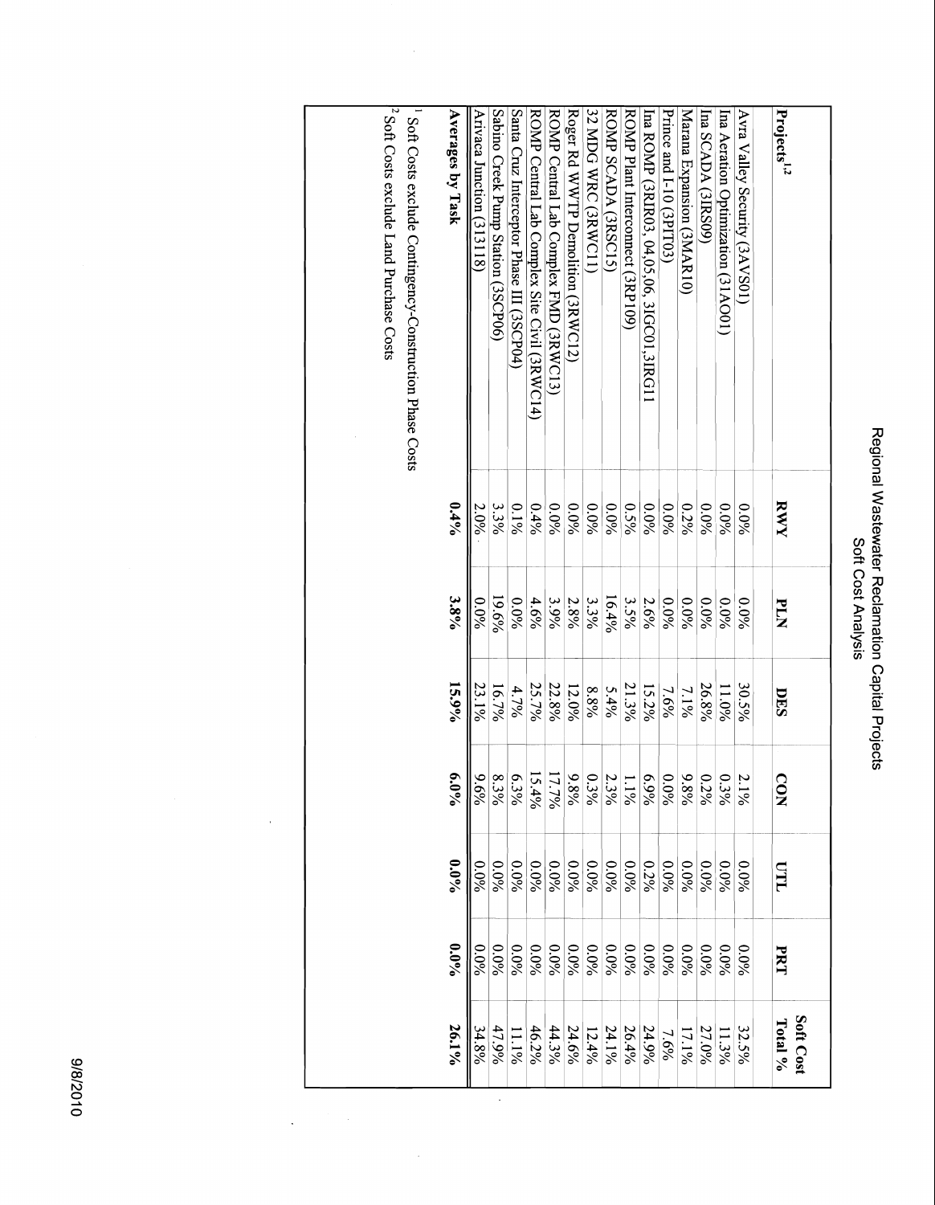# Regional Wastewater Reclamation Capital Projects
## Soft Cost Analysis

| Projects[1,2] | RWY | PLN | DES | CON | UTL | PRT | Soft Cost Total % |
|---|---|---|---|---|---|---|---|
| Avra Valley Security (3AVS01) | 0.0% | 0.0% | 30.5% | 2.1% | 0.0% | 0.0% | 32.5% |
| Ina Aeration Optimization (31AO01) | 0.0% | 0.0% | 11.0% | 0.3% | 0.0% | 0.0% | 11.3% |
| Ina SCADA (3IRS09) | 0.0% | 0.0% | 26.8% | 0.2% | 0.0% | 0.0% | 27.0% |
| Marana Expansion (3MAR10) | 0.2% | 0.0% | 7.1% | 9.8% | 0.0% | 0.0% | 17.1% |
| Prince and I-10 (3PIT03) | 0.0% | 0.0% | 7.6% | 0.0% | 0.0% | 0.0% | 7.6% |
| Ina ROMP (3RIR03, 04,05,06, 3IGC01,3IRG11 | 0.0% | 2.6% | 15.2% | 6.9% | 0.2% | 0.0% | 24.9% |
| ROMP Plant Interconnect (3RP109) | 0.5% | 3.5% | 21.3% | 1.1% | 0.0% | 0.0% | 26.4% |
| ROMP SCADA (3RSC15) | 0.0% | 16.4% | 5.4% | 2.3% | 0.0% | 0.0% | 24.1% |
| 32 MDG WRC (3RWC11) | 0.0% | 3.3% | 8.8% | 0.3% | 0.0% | 0.0% | 12.4% |
| Roger Rd WWTP Demolition (3RWC12) | 0.0% | 2.8% | 12.0% | 9.8% | 0.0% | 0.0% | 24.6% |
| ROMP Central Lab Complex FMD (3RWC13) | 0.0% | 3.9% | 22.8% | 17.7% | 0.0% | 0.0% | 44.3% |
| ROMP Central Lab Complex Site Civil (3RWC14) | 0.4% | 4.6% | 25.7% | 15.4% | 0.0% | 0.0% | 46.2% |
| Santa Cruz Interceptor Phase III (3SCP04) | 0.1% | 0.0% | 4.7% | 6.3% | 0.0% | 0.0% | 11.1% |
| Sabino Creek Pump Station (3SCP06) | 3.3% | 19.6% | 16.7% | 8.3% | 0.0% | 0.0% | 47.9% |
| Arivaca Junction (313118) | 2.0% | 0.0% | 23.1% | 9.6% | 0.0% | 0.0% | 34.8% |
| **Averages by Task** | **0.4%** | **3.8%** | **15.9%** | **6.0%** | **0.0%** | **0.0%** | **26.1%** |

[1] Soft Costs exclude Contingency-Construction Phase Costs

[2] Soft Costs exclude Land Purchase Costs

9/8/2010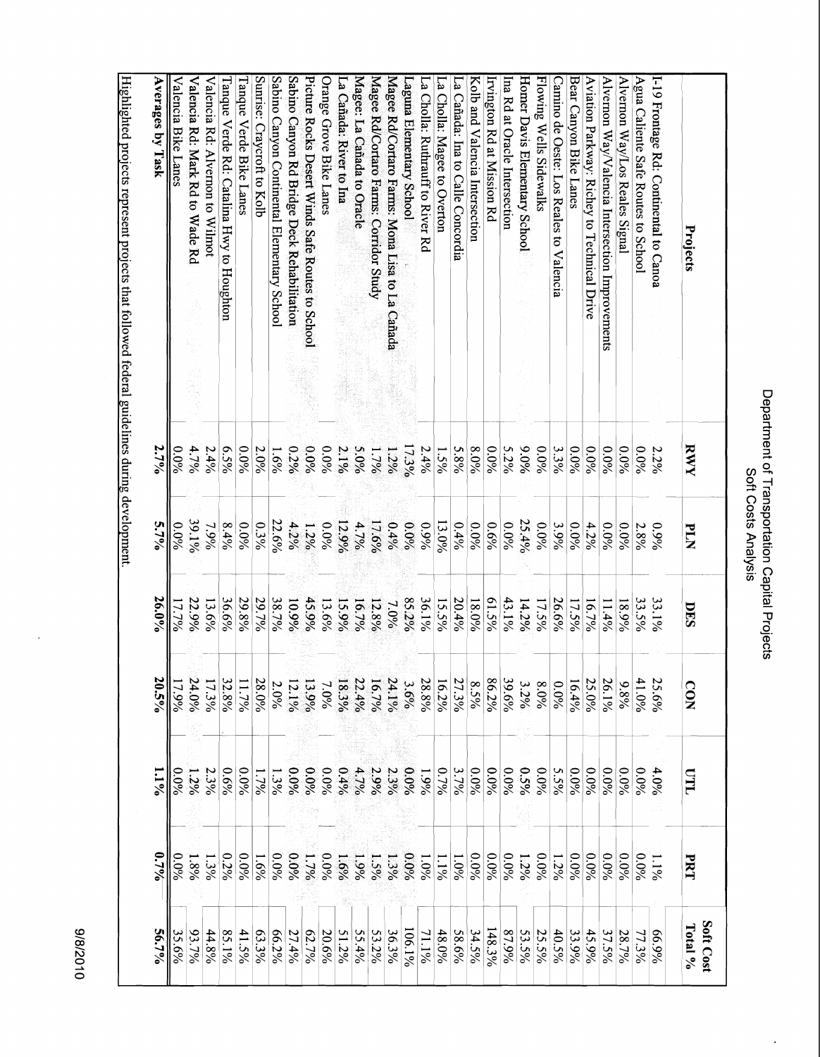# Department of Transportation Capital Projects
## Soft Costs Analysis

| Projects | RWY | PLN | DES | CON | UTL | PRT | Soft Cost Total % |
|---|---|---|---|---|---|---|---|
| I-19 Frontage Rd: Continental to Canoa | 2.2% | 0.9% | 33.1% | 25.6% | 4.0% | 1.1% | 66.9% |
| Agua Caliente Safe Routes to School | 0.0% | 2.8% | 33.5% | 41.0% | 0.0% | 0.0% | 77.3% |
| Alvernon Way/Los Reales Signal | 0.0% | 0.0% | 18.9% | 9.8% | 0.0% | 0.0% | 28.7% |
| Alvernon Way/Valencia Intersection Improvements | 0.0% | 0.0% | 11.4% | 26.1% | 0.0% | 0.0% | 37.5% |
| Aviation Parkway: Richey to Technical Drive | 0.0% | 4.2% | 16.7% | 25.0% | 0.0% | 0.0% | 45.9% |
| Bear Canyon Bike Lanes | 0.0% | 0.0% | 17.5% | 16.4% | 0.0% | 0.0% | 33.9% |
| Camino de Oeste: Los Reales to Valencia | 3.3% | 3.9% | 26.6% | 0.0% | 5.5% | 1.2% | 40.5% |
| Flowing Wells Sidewalks | 0.0% | 0.0% | 17.5% | 8.0% | 0.0% | 0.0% | 25.5% |
| Homer Davis Elementary School | 9.0% | 25.4% | 14.2% | 3.2% | 0.5% | 1.2% | 53.5% |
| Ina Rd at Oracle Intersection | 5.2% | 0.0% | 43.1% | 39.6% | 0.0% | 0.0% | 87.9% |
| Irvington Rd at Mission Rd | 0.0% | 0.6% | 61.5% | 86.2% | 0.0% | 0.0% | 148.3% |
| Kolb and Valencia Intersection | 8.0% | 0.0% | 18.0% | 8.5% | 0.0% | 0.0% | 34.5% |
| La Cañada: Ina to Calle Concordia | 5.8% | 0.4% | 20.4% | 27.3% | 3.7% | 1.0% | 58.6% |
| La Cholla: Magee to Overton | 1.5% | 13.0% | 15.5% | 16.2% | 0.7% | 1.1% | 48.0% |
| La Cholla: Ruthrauff to River Rd | 2.4% | 0.9% | 36.1% | 28.8% | 1.9% | 1.0% | 71.1% |
| Laguna Elementary School | 17.3% | 0.0% | 85.2% | 3.6% | 0.0% | 0.0% | 106.1% |
| Magee Rd/Cortaro Farms: Mona Lisa to La Cañada | 1.2% | 0.4% | 7.0% | 24.1% | 2.3% | 1.3% | 36.3% |
| Magee Rd/Cortaro Farms: Corridor Study | 1.7% | 17.6% | 12.8% | 16.7% | 2.9% | 1.5% | 53.2% |
| Magee: La Cañada to Oracle | 5.0% | 4.7% | 16.7% | 22.4% | 4.7% | 1.9% | 55.4% |
| La Cañada: River to Ina | 2.1% | 12.9% | 15.9% | 18.3% | 0.4% | 1.6% | 51.2% |
| Orange Grove Bike Lanes | 0.0% | 0.0% | 13.6% | 7.0% | 0.0% | 0.0% | 20.6% |
| Picture Rocks Desert Winds Safe Routes to School | 0.0% | 1.2% | 45.9% | 13.9% | 0.0% | 1.7% | 62.7% |
| Sabino Canyon Rd Bridge Deck Rehabilitation | 0.2% | 4.2% | 10.9% | 12.1% | 0.0% | 0.0% | 27.4% |
| Sabino Canyon Continental Elementary School | 1.6% | 22.6% | 38.7% | 2.0% | 1.3% | 0.0% | 66.2% |
| Sunrise: Craycroft to Kolb | 2.0% | 0.3% | 29.7% | 28.0% | 1.7% | 1.6% | 63.3% |
| Tanque Verde Bike Lanes | 0.0% | 0.0% | 29.8% | 11.7% | 0.0% | 0.0% | 41.5% |
| Tanque Verde Rd: Catalina Hwy to Houghton | 6.5% | 8.4% | 36.6% | 32.8% | 0.6% | 0.2% | 85.1% |
| Valencia Rd: Alvernon to Wilmot | 2.4% | 7.9% | 13.6% | 17.3% | 2.3% | 1.3% | 44.8% |
| Valencia Rd: Mark Rd to Wade Rd | 4.7% | 39.1% | 22.9% | 24.0% | 1.2% | 1.8% | 93.7% |
| Valencia Bike Lanes | 0.0% | 0.0% | 17.7% | 17.9% | 0.0% | 0.0% | 35.6% |
| **Averages by Task** | **2.7%** | **5.7%** | **26.0%** | **20.5%** | **1.1%** | **0.7%** | **56.7%** |

Highlighted projects represent projects that followed federal guidelines during development.

9/8/2010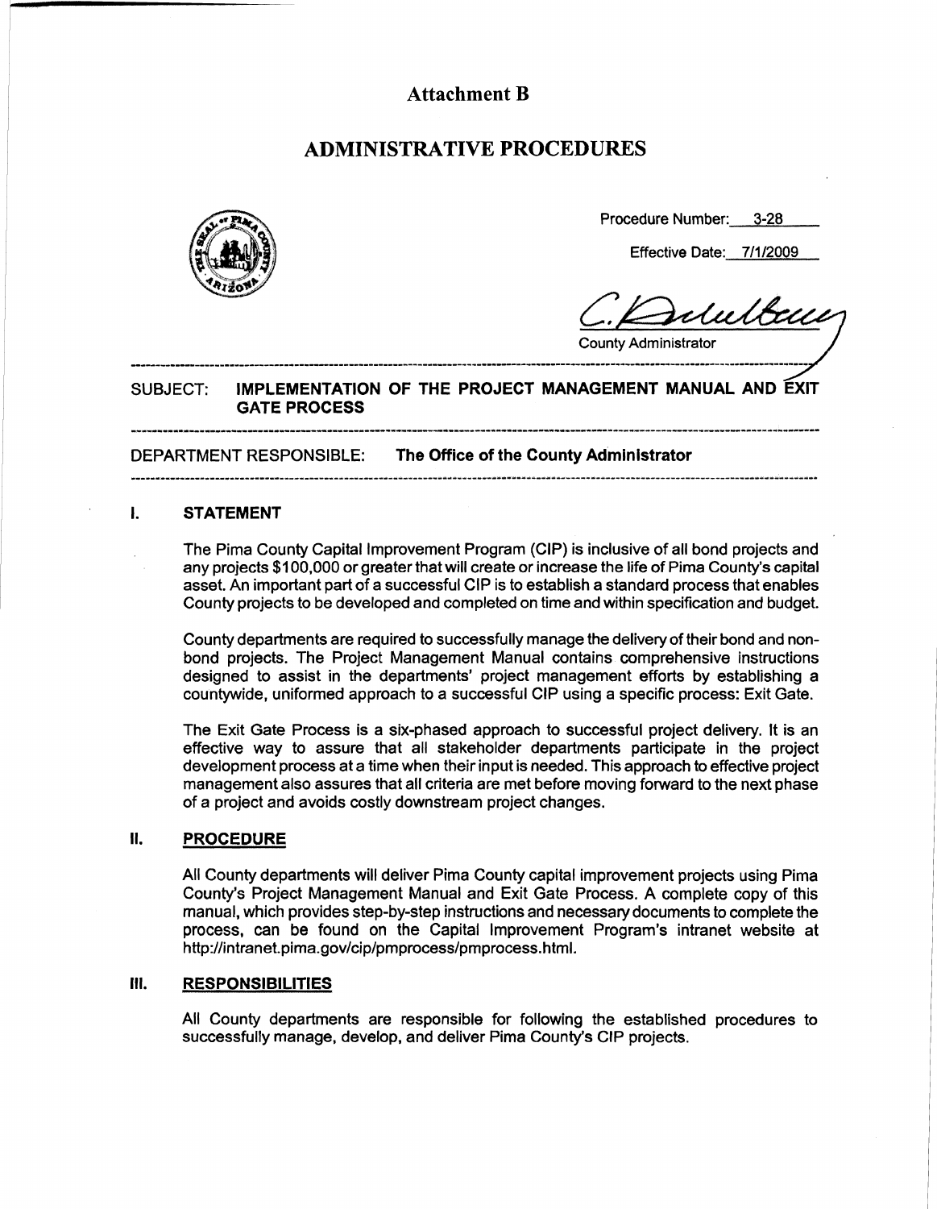# Attachment B

## ADMINISTRATIVE PROCEDURES

Procedure Number: 3-28

Effective Date: 7/1/2009

C. Huckelberry
County Administrator

SUBJECT: **IMPLEMENTATION OF THE PROJECT MANAGEMENT MANUAL AND EXIT GATE PROCESS**

DEPARTMENT RESPONSIBLE: **The Office of the County Administrator**

### I. STATEMENT

The Pima County Capital Improvement Program (CIP) is inclusive of all bond projects and any projects $100,000 or greater that will create or increase the life of Pima County's capital asset. An important part of a successful CIP is to establish a standard process that enables County projects to be developed and completed on time and within specification and budget.

County departments are required to successfully manage the delivery of their bond and non-bond projects. The Project Management Manual contains comprehensive instructions designed to assist in the departments' project management efforts by establishing a countywide, uniformed approach to a successful CIP using a specific process: Exit Gate.

The Exit Gate Process is a six-phased approach to successful project delivery. It is an effective way to assure that all stakeholder departments participate in the project development process at a time when their input is needed. This approach to effective project management also assures that all criteria are met before moving forward to the next phase of a project and avoids costly downstream project changes.

### II. PROCEDURE

All County departments will deliver Pima County capital improvement projects using Pima County's Project Management Manual and Exit Gate Process. A complete copy of this manual, which provides step-by-step instructions and necessary documents to complete the process, can be found on the Capital Improvement Program's intranet website at http://intranet.pima.gov/cip/pmprocess/pmprocess.html.

### III. RESPONSIBILITIES

All County departments are responsible for following the established procedures to successfully manage, develop, and deliver Pima County's CIP projects.